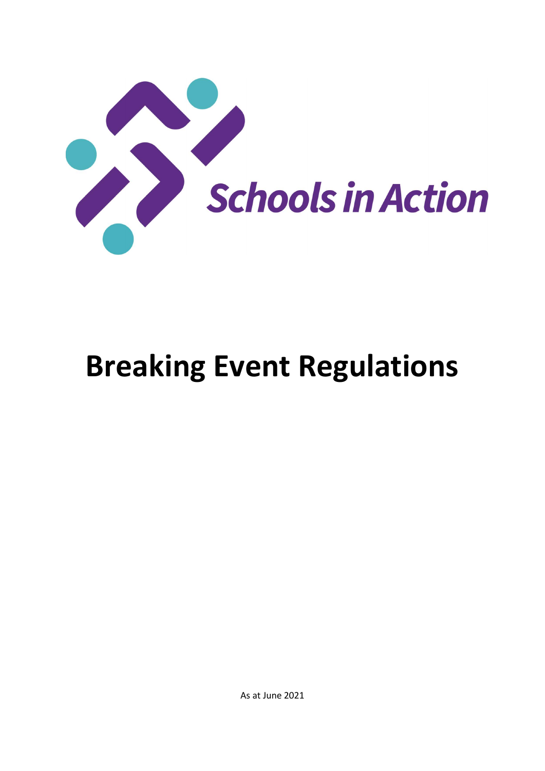Schools in Action

# Breaking Event Regulations

As at June 2021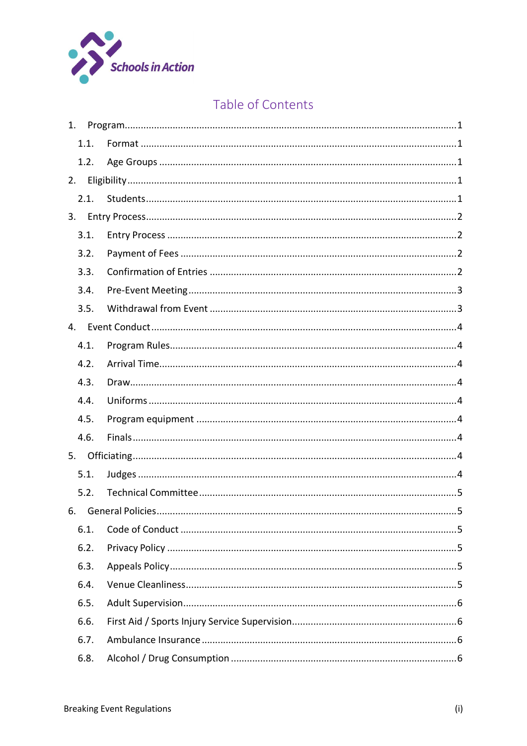Schools in Action

# Table of Contents

1. Program .......... 1
   - 1.1. Format .......... 1
   - 1.2. Age Groups .......... 1
2. Eligibility .......... 1
   - 2.1. Students .......... 1
3. Entry Process .......... 2
   - 3.1. Entry Process .......... 2
   - 3.2. Payment of Fees .......... 2
   - 3.3. Confirmation of Entries .......... 2
   - 3.4. Pre-Event Meeting .......... 3
   - 3.5. Withdrawal from Event .......... 3
4. Event Conduct .......... 4
   - 4.1. Program Rules .......... 4
   - 4.2. Arrival Time .......... 4
   - 4.3. Draw .......... 4
   - 4.4. Uniforms .......... 4
   - 4.5. Program equipment .......... 4
   - 4.6. Finals .......... 4
5. Officiating .......... 4
   - 5.1. Judges .......... 4
   - 5.2. Technical Committee .......... 5
6. General Policies .......... 5
   - 6.1. Code of Conduct .......... 5
   - 6.2. Privacy Policy .......... 5
   - 6.3. Appeals Policy .......... 5
   - 6.4. Venue Cleanliness .......... 5
   - 6.5. Adult Supervision .......... 6
   - 6.6. First Aid / Sports Injury Service Supervision .......... 6
   - 6.7. Ambulance Insurance .......... 6
   - 6.8. Alcohol / Drug Consumption .......... 6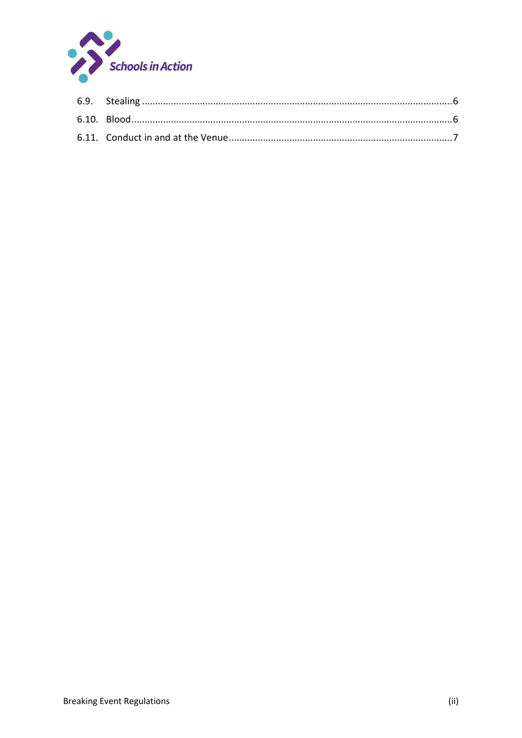6.9. Stealing ........................................................................................................................ 6

6.10. Blood ........................................................................................................................ 6

6.11. Conduct in and at the Venue ...................................................................................... 7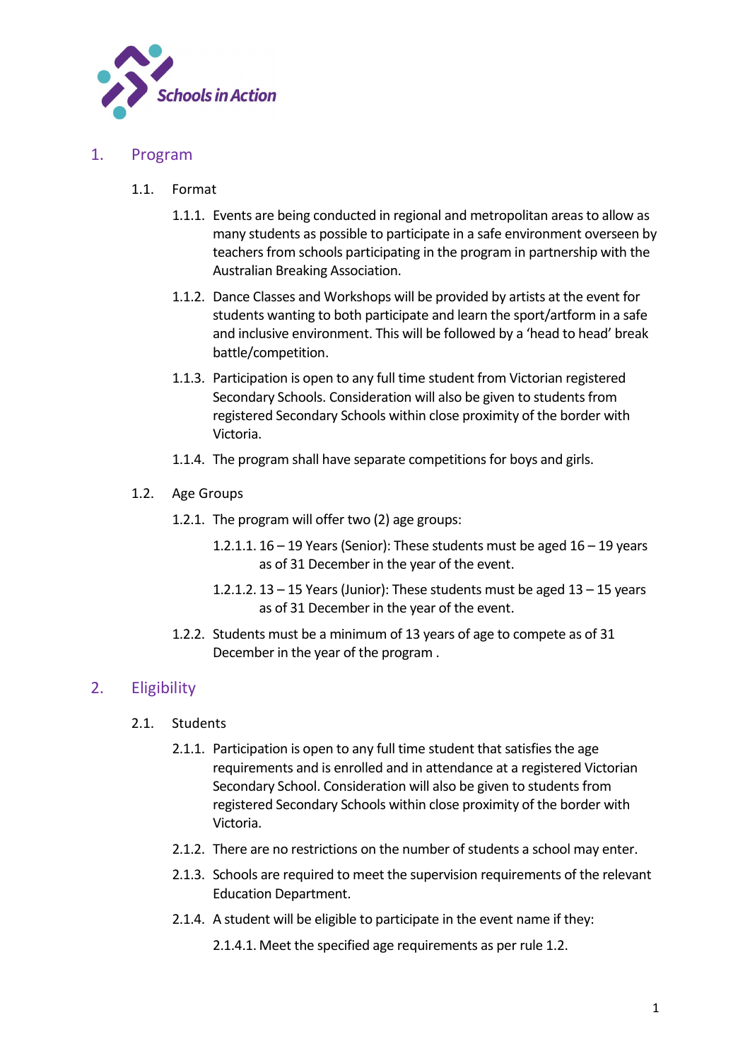Schools in Action

# 1. Program

## 1.1. Format

1.1.1. Events are being conducted in regional and metropolitan areas to allow as many students as possible to participate in a safe environment overseen by teachers from schools participating in the program in partnership with the Australian Breaking Association.

1.1.2. Dance Classes and Workshops will be provided by artists at the event for students wanting to both participate and learn the sport/artform in a safe and inclusive environment. This will be followed by a 'head to head' break battle/competition.

1.1.3. Participation is open to any full time student from Victorian registered Secondary Schools. Consideration will also be given to students from registered Secondary Schools within close proximity of the border with Victoria.

1.1.4. The program shall have separate competitions for boys and girls.

## 1.2. Age Groups

1.2.1. The program will offer two (2) age groups:

1.2.1.1. 16 – 19 Years (Senior): These students must be aged 16 – 19 years as of 31 December in the year of the event.

1.2.1.2. 13 – 15 Years (Junior): These students must be aged 13 – 15 years as of 31 December in the year of the event.

1.2.2. Students must be a minimum of 13 years of age to compete as of 31 December in the year of the program .

# 2. Eligibility

## 2.1. Students

2.1.1. Participation is open to any full time student that satisfies the age requirements and is enrolled and in attendance at a registered Victorian Secondary School. Consideration will also be given to students from registered Secondary Schools within close proximity of the border with Victoria.

2.1.2. There are no restrictions on the number of students a school may enter.

2.1.3. Schools are required to meet the supervision requirements of the relevant Education Department.

2.1.4. A student will be eligible to participate in the event name if they:

2.1.4.1. Meet the specified age requirements as per rule 1.2.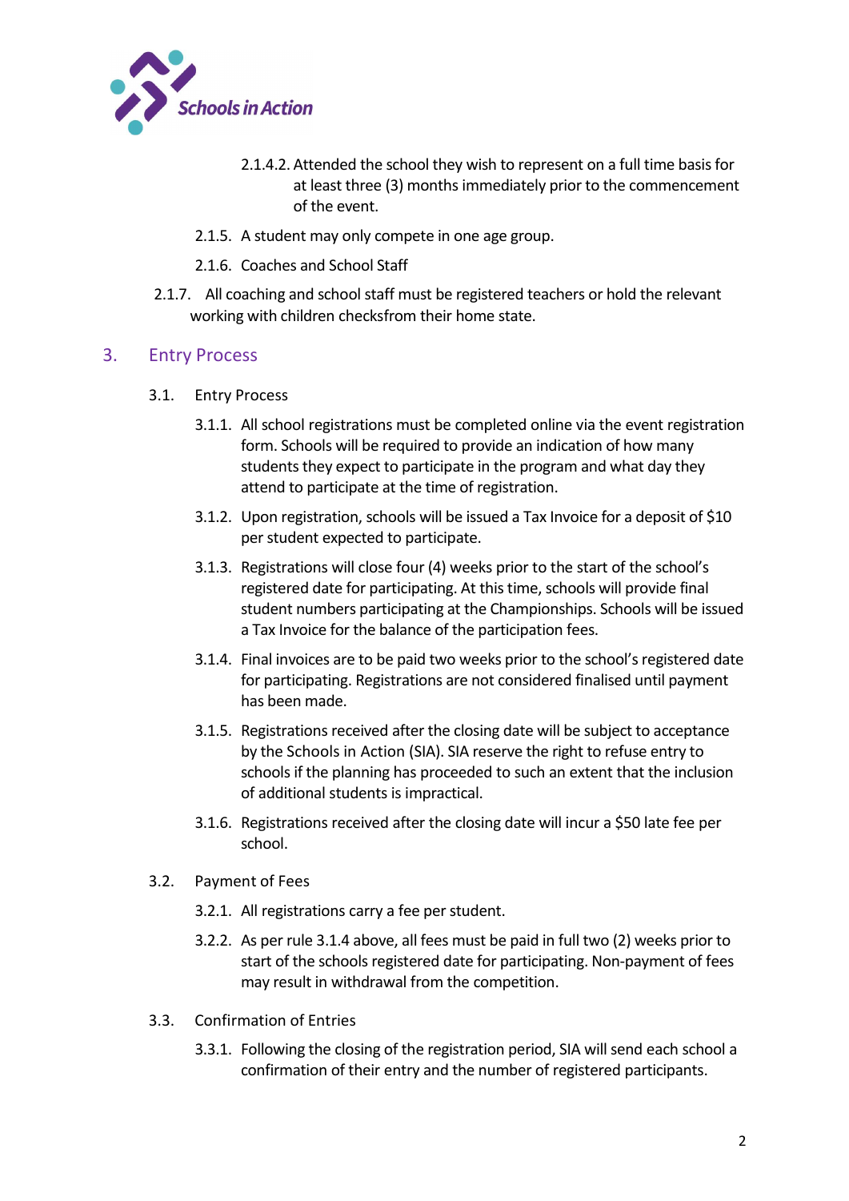2.1.4.2. Attended the school they wish to represent on a full time basis for at least three (3) months immediately prior to the commencement of the event.

2.1.5. A student may only compete in one age group.

2.1.6. Coaches and School Staff

2.1.7. All coaching and school staff must be registered teachers or hold the relevant working with children checksfrom their home state.

## 3. Entry Process

3.1. Entry Process

3.1.1. All school registrations must be completed online via the event registration form. Schools will be required to provide an indication of how many students they expect to participate in the program and what day they attend to participate at the time of registration.

3.1.2. Upon registration, schools will be issued a Tax Invoice for a deposit of $10 per student expected to participate.

3.1.3. Registrations will close four (4) weeks prior to the start of the school's registered date for participating. At this time, schools will provide final student numbers participating at the Championships. Schools will be issued a Tax Invoice for the balance of the participation fees.

3.1.4. Final invoices are to be paid two weeks prior to the school's registered date for participating. Registrations are not considered finalised until payment has been made.

3.1.5. Registrations received after the closing date will be subject to acceptance by the Schools in Action (SIA). SIA reserve the right to refuse entry to schools if the planning has proceeded to such an extent that the inclusion of additional students is impractical.

3.1.6. Registrations received after the closing date will incur a $50 late fee per school.

3.2. Payment of Fees

3.2.1. All registrations carry a fee per student.

3.2.2. As per rule 3.1.4 above, all fees must be paid in full two (2) weeks prior to start of the schools registered date for participating. Non-payment of fees may result in withdrawal from the competition.

3.3. Confirmation of Entries

3.3.1. Following the closing of the registration period, SIA will send each school a confirmation of their entry and the number of registered participants.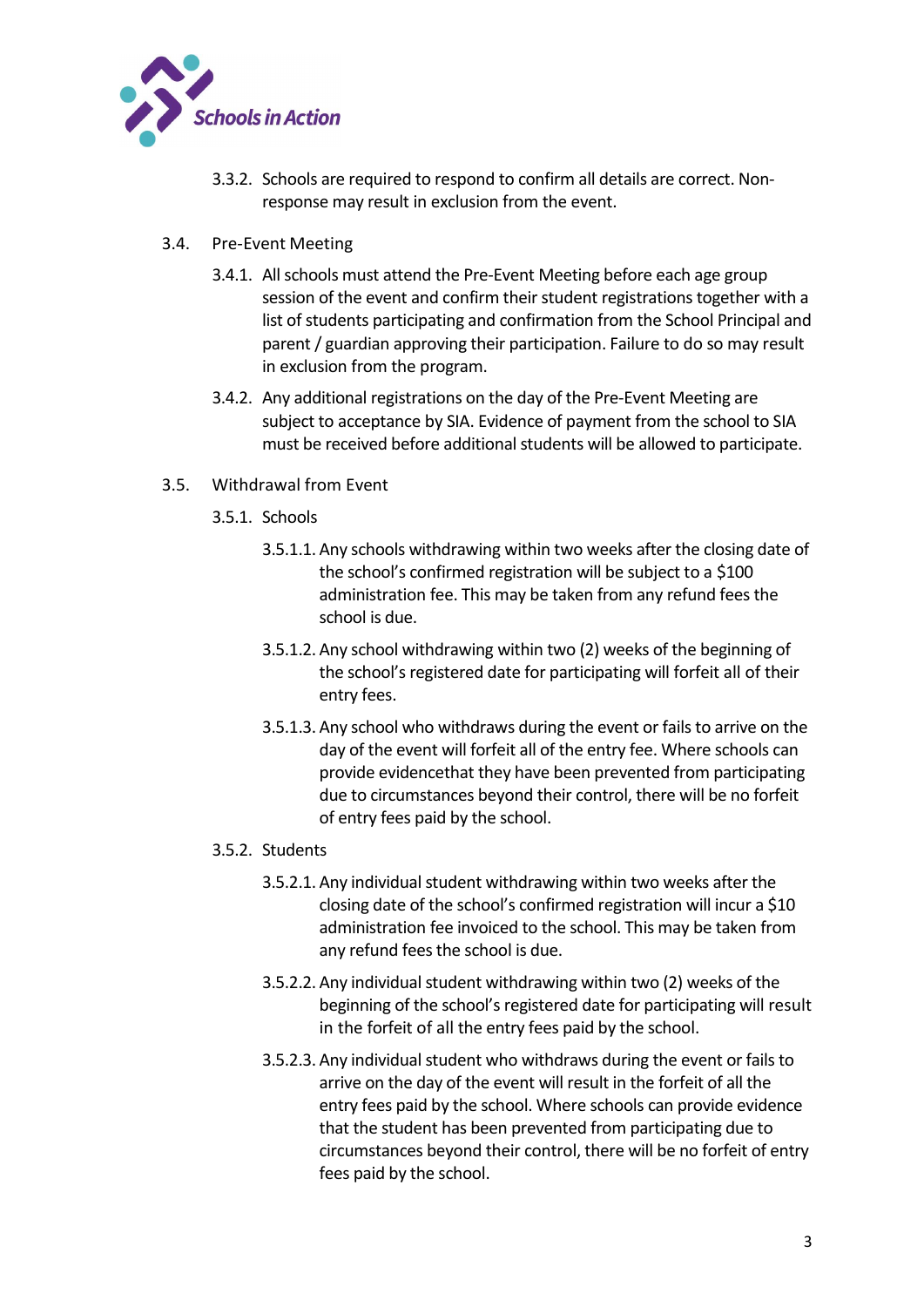3.3.2. Schools are required to respond to confirm all details are correct. Non-response may result in exclusion from the event.

3.4. Pre-Event Meeting

3.4.1. All schools must attend the Pre-Event Meeting before each age group session of the event and confirm their student registrations together with a list of students participating and confirmation from the School Principal and parent / guardian approving their participation. Failure to do so may result in exclusion from the program.

3.4.2. Any additional registrations on the day of the Pre-Event Meeting are subject to acceptance by SIA. Evidence of payment from the school to SIA must be received before additional students will be allowed to participate.

3.5. Withdrawal from Event

3.5.1. Schools

3.5.1.1. Any schools withdrawing within two weeks after the closing date of the school's confirmed registration will be subject to a $100 administration fee. This may be taken from any refund fees the school is due.

3.5.1.2. Any school withdrawing within two (2) weeks of the beginning of the school's registered date for participating will forfeit all of their entry fees.

3.5.1.3. Any school who withdraws during the event or fails to arrive on the day of the event will forfeit all of the entry fee. Where schools can provide evidencethat they have been prevented from participating due to circumstances beyond their control, there will be no forfeit of entry fees paid by the school.

3.5.2. Students

3.5.2.1. Any individual student withdrawing within two weeks after the closing date of the school's confirmed registration will incur a $10 administration fee invoiced to the school. This may be taken from any refund fees the school is due.

3.5.2.2. Any individual student withdrawing within two (2) weeks of the beginning of the school's registered date for participating will result in the forfeit of all the entry fees paid by the school.

3.5.2.3. Any individual student who withdraws during the event or fails to arrive on the day of the event will result in the forfeit of all the entry fees paid by the school. Where schools can provide evidence that the student has been prevented from participating due to circumstances beyond their control, there will be no forfeit of entry fees paid by the school.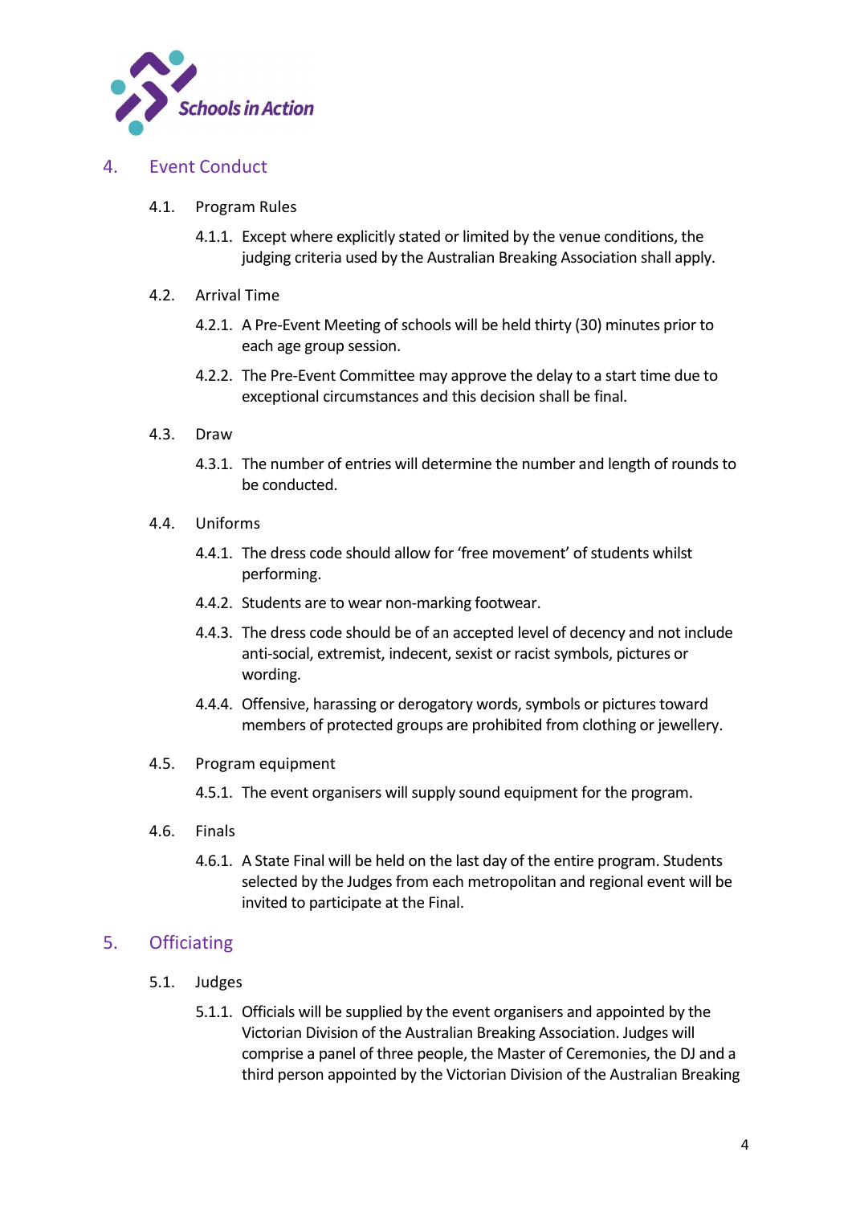## 4. Event Conduct

### 4.1. Program Rules

4.1.1. Except where explicitly stated or limited by the venue conditions, the judging criteria used by the Australian Breaking Association shall apply.

### 4.2. Arrival Time

4.2.1. A Pre-Event Meeting of schools will be held thirty (30) minutes prior to each age group session.

4.2.2. The Pre-Event Committee may approve the delay to a start time due to exceptional circumstances and this decision shall be final.

### 4.3. Draw

4.3.1. The number of entries will determine the number and length of rounds to be conducted.

### 4.4. Uniforms

4.4.1. The dress code should allow for 'free movement' of students whilst performing.

4.4.2. Students are to wear non-marking footwear.

4.4.3. The dress code should be of an accepted level of decency and not include anti-social, extremist, indecent, sexist or racist symbols, pictures or wording.

4.4.4. Offensive, harassing or derogatory words, symbols or pictures toward members of protected groups are prohibited from clothing or jewellery.

### 4.5. Program equipment

4.5.1. The event organisers will supply sound equipment for the program.

### 4.6. Finals

4.6.1. A State Final will be held on the last day of the entire program. Students selected by the Judges from each metropolitan and regional event will be invited to participate at the Final.

## 5. Officiating

### 5.1. Judges

5.1.1. Officials will be supplied by the event organisers and appointed by the Victorian Division of the Australian Breaking Association. Judges will comprise a panel of three people, the Master of Ceremonies, the DJ and a third person appointed by the Victorian Division of the Australian Breaking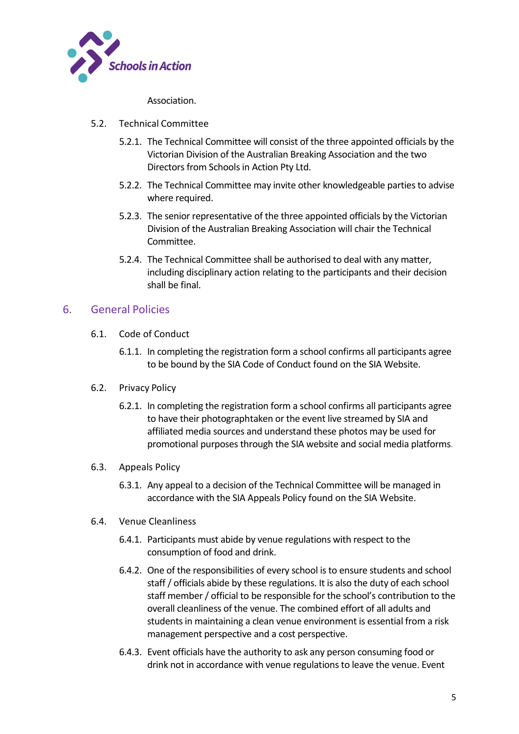Association.

5.2. Technical Committee

5.2.1. The Technical Committee will consist of the three appointed officials by the Victorian Division of the Australian Breaking Association and the two Directors from Schools in Action Pty Ltd.

5.2.2. The Technical Committee may invite other knowledgeable parties to advise where required.

5.2.3. The senior representative of the three appointed officials by the Victorian Division of the Australian Breaking Association will chair the Technical Committee.

5.2.4. The Technical Committee shall be authorised to deal with any matter, including disciplinary action relating to the participants and their decision shall be final.

## 6. General Policies

6.1. Code of Conduct

6.1.1. In completing the registration form a school confirms all participants agree to be bound by the SIA Code of Conduct found on the SIA Website.

6.2. Privacy Policy

6.2.1. In completing the registration form a school confirms all participants agree to have their photographtaken or the event live streamed by SIA and affiliated media sources and understand these photos may be used for promotional purposes through the SIA website and social media platforms.

6.3. Appeals Policy

6.3.1. Any appeal to a decision of the Technical Committee will be managed in accordance with the SIA Appeals Policy found on the SIA Website.

6.4. Venue Cleanliness

6.4.1. Participants must abide by venue regulations with respect to the consumption of food and drink.

6.4.2. One of the responsibilities of every school is to ensure students and school staff / officials abide by these regulations. It is also the duty of each school staff member / official to be responsible for the school's contribution to the overall cleanliness of the venue. The combined effort of all adults and students in maintaining a clean venue environment is essential from a risk management perspective and a cost perspective.

6.4.3. Event officials have the authority to ask any person consuming food or drink not in accordance with venue regulations to leave the venue. Event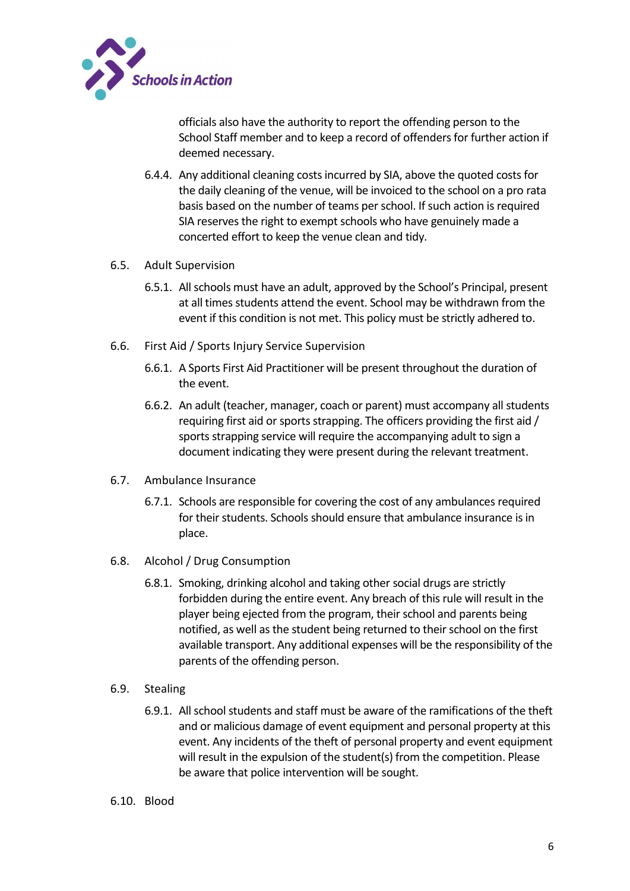officials also have the authority to report the offending person to the School Staff member and to keep a record of offenders for further action if deemed necessary.

6.4.4. Any additional cleaning costs incurred by SIA, above the quoted costs for the daily cleaning of the venue, will be invoiced to the school on a pro rata basis based on the number of teams per school. If such action is required SIA reserves the right to exempt schools who have genuinely made a concerted effort to keep the venue clean and tidy.

6.5. Adult Supervision

6.5.1. All schools must have an adult, approved by the School's Principal, present at all times students attend the event. School may be withdrawn from the event if this condition is not met. This policy must be strictly adhered to.

6.6. First Aid / Sports Injury Service Supervision

6.6.1. A Sports First Aid Practitioner will be present throughout the duration of the event.

6.6.2. An adult (teacher, manager, coach or parent) must accompany all students requiring first aid or sports strapping. The officers providing the first aid / sports strapping service will require the accompanying adult to sign a document indicating they were present during the relevant treatment.

6.7. Ambulance Insurance

6.7.1. Schools are responsible for covering the cost of any ambulances required for their students. Schools should ensure that ambulance insurance is in place.

6.8. Alcohol / Drug Consumption

6.8.1. Smoking, drinking alcohol and taking other social drugs are strictly forbidden during the entire event. Any breach of this rule will result in the player being ejected from the program, their school and parents being notified, as well as the student being returned to their school on the first available transport. Any additional expenses will be the responsibility of the parents of the offending person.

6.9. Stealing

6.9.1. All school students and staff must be aware of the ramifications of the theft and or malicious damage of event equipment and personal property at this event. Any incidents of the theft of personal property and event equipment will result in the expulsion of the student(s) from the competition. Please be aware that police intervention will be sought.

6.10. Blood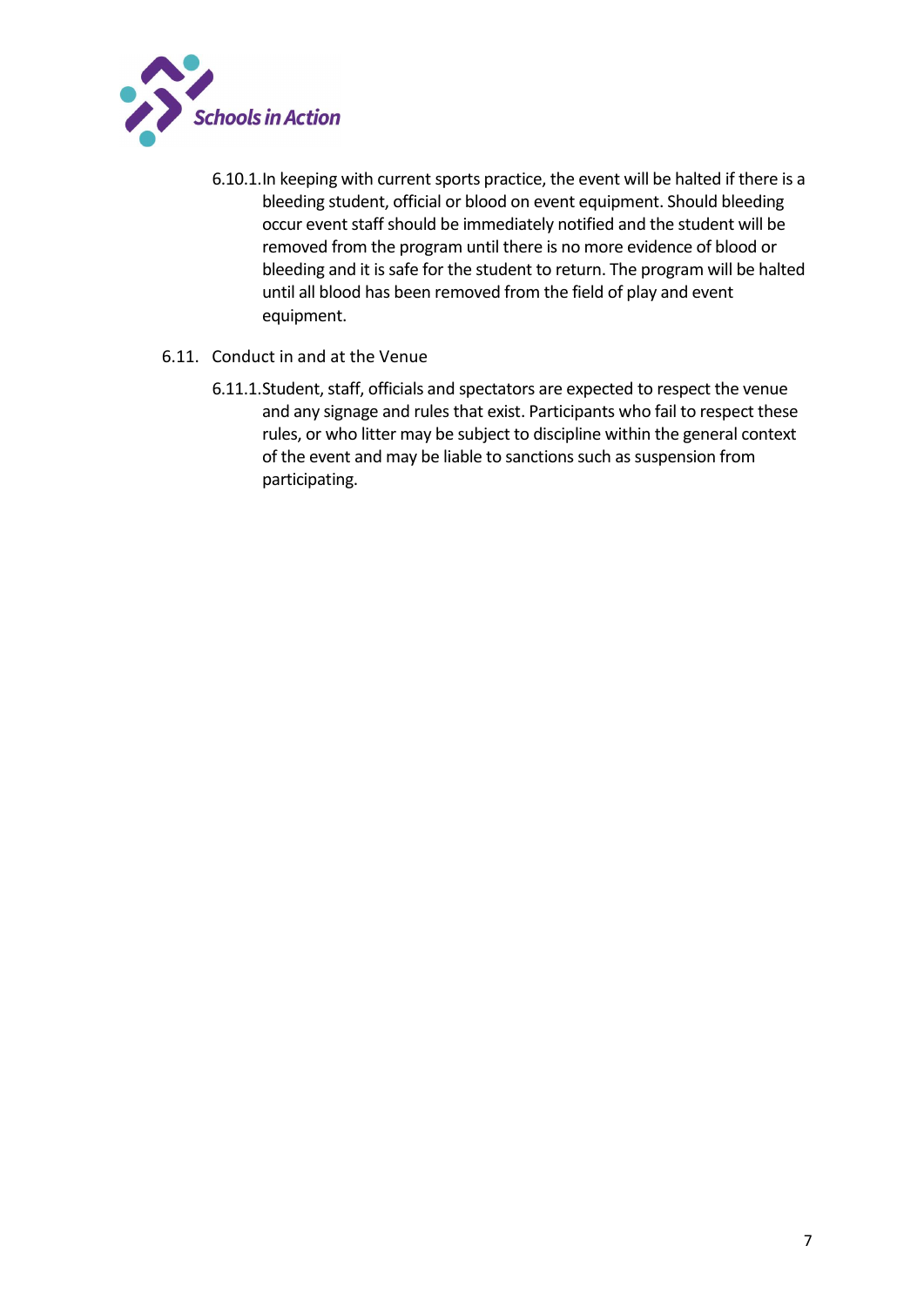6.10.1. In keeping with current sports practice, the event will be halted if there is a bleeding student, official or blood on event equipment. Should bleeding occur event staff should be immediately notified and the student will be removed from the program until there is no more evidence of blood or bleeding and it is safe for the student to return. The program will be halted until all blood has been removed from the field of play and event equipment.

6.11. Conduct in and at the Venue

6.11.1. Student, staff, officials and spectators are expected to respect the venue and any signage and rules that exist. Participants who fail to respect these rules, or who litter may be subject to discipline within the general context of the event and may be liable to sanctions such as suspension from participating.